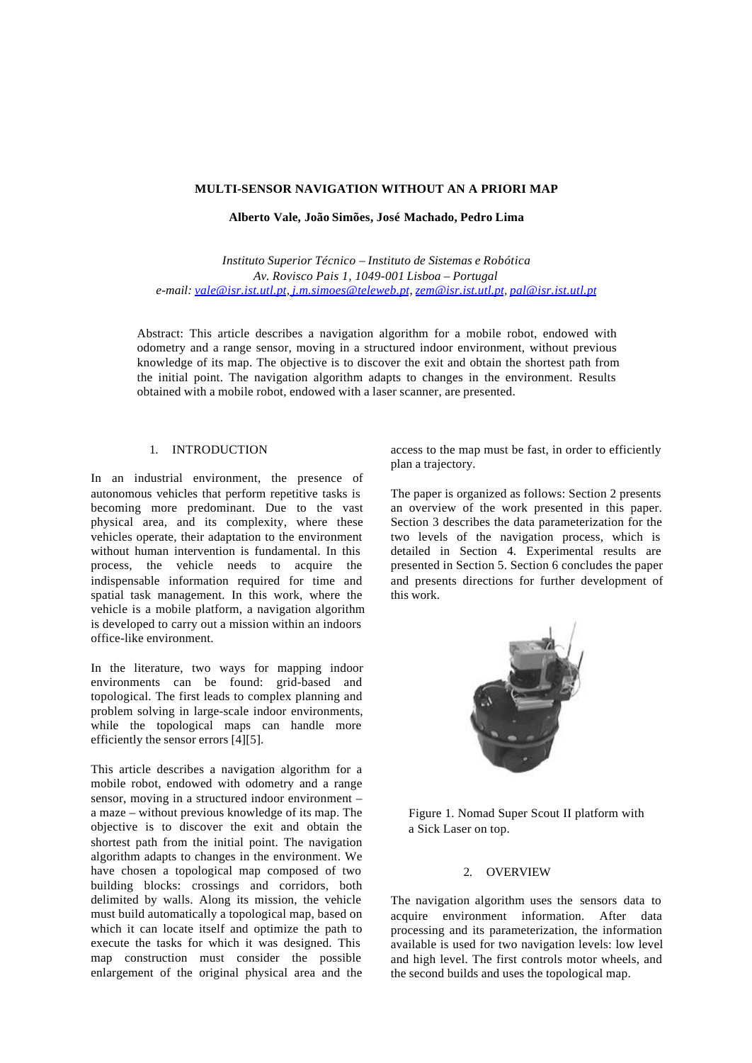# MULTI-SENSOR NAVIGATION WITHOUT AN A PRIORI MAP

**Alberto Vale, João Simões, José Machado, Pedro Lima**

*Instituto Superior Técnico – Instituto de Sistemas e Robótica*
*Av. Rovisco Pais 1, 1049-001 Lisboa – Portugal*
*e-mail: vale@isr.ist.utl.pt, j.m.simoes@teleweb.pt, zem@isr.ist.utl.pt, pal@isr.ist.utl.pt*

Abstract: This article describes a navigation algorithm for a mobile robot, endowed with odometry and a range sensor, moving in a structured indoor environment, without previous knowledge of its map. The objective is to discover the exit and obtain the shortest path from the initial point. The navigation algorithm adapts to changes in the environment. Results obtained with a mobile robot, endowed with a laser scanner, are presented.

## 1. INTRODUCTION

In an industrial environment, the presence of autonomous vehicles that perform repetitive tasks is becoming more predominant. Due to the vast physical area, and its complexity, where these vehicles operate, their adaptation to the environment without human intervention is fundamental. In this process, the vehicle needs to acquire the indispensable information required for time and spatial task management. In this work, where the vehicle is a mobile platform, a navigation algorithm is developed to carry out a mission within an indoors office-like environment.

In the literature, two ways for mapping indoor environments can be found: grid-based and topological. The first leads to complex planning and problem solving in large-scale indoor environments, while the topological maps can handle more efficiently the sensor errors [4][5].

This article describes a navigation algorithm for a mobile robot, endowed with odometry and a range sensor, moving in a structured indoor environment – a maze – without previous knowledge of its map. The objective is to discover the exit and obtain the shortest path from the initial point. The navigation algorithm adapts to changes in the environment. We have chosen a topological map composed of two building blocks: crossings and corridors, both delimited by walls. Along its mission, the vehicle must build automatically a topological map, based on which it can locate itself and optimize the path to execute the tasks for which it was designed. This map construction must consider the possible enlargement of the original physical area and the access to the map must be fast, in order to efficiently plan a trajectory.

The paper is organized as follows: Section 2 presents an overview of the work presented in this paper. Section 3 describes the data parameterization for the two levels of the navigation process, which is detailed in Section 4. Experimental results are presented in Section 5. Section 6 concludes the paper and presents directions for further development of this work.

Figure 1. Nomad Super Scout II platform with a Sick Laser on top.

## 2. OVERVIEW

The navigation algorithm uses the sensors data to acquire environment information. After data processing and its parameterization, the information available is used for two navigation levels: low level and high level. The first controls motor wheels, and the second builds and uses the topological map.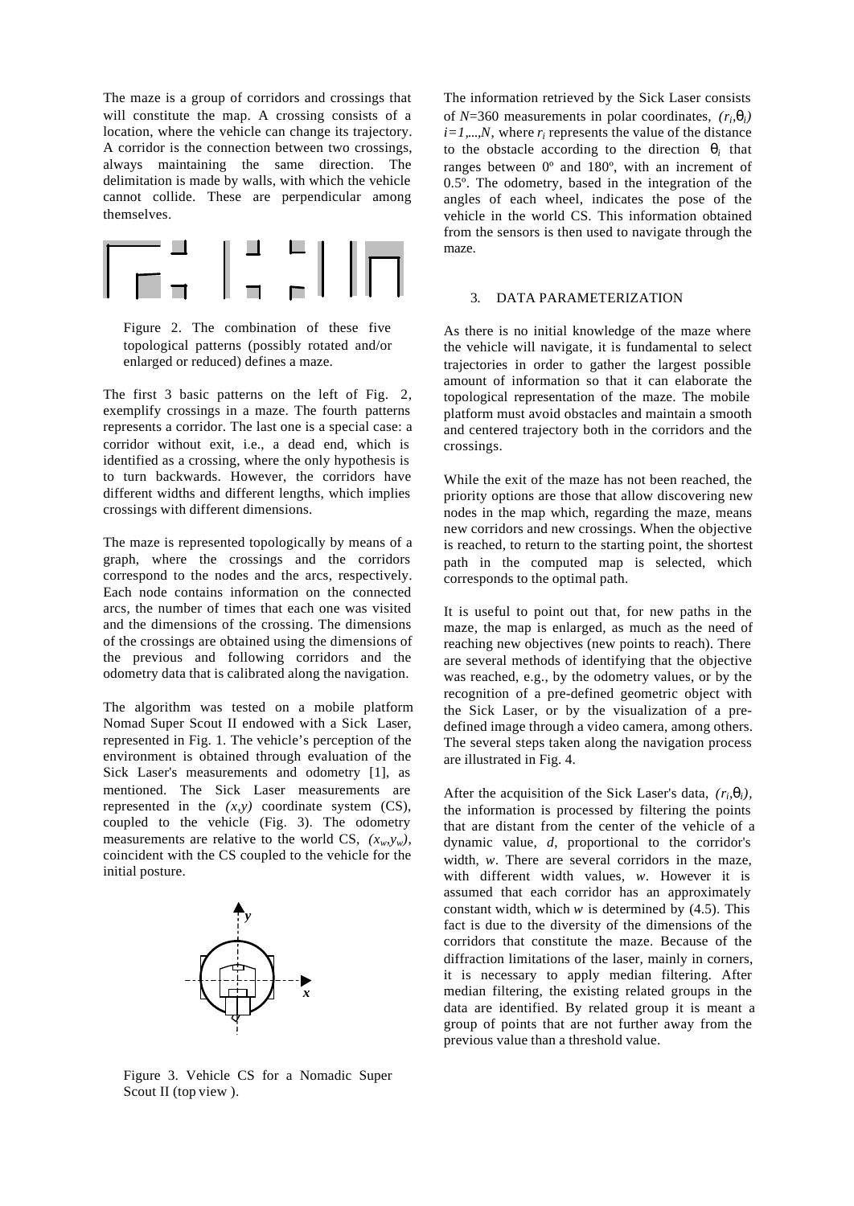The maze is a group of corridors and crossings that will constitute the map. A crossing consists of a location, where the vehicle can change its trajectory. A corridor is the connection between two crossings, always maintaining the same direction. The delimitation is made by walls, with which the vehicle cannot collide. These are perpendicular among themselves.

Figure 2. The combination of these five topological patterns (possibly rotated and/or enlarged or reduced) defines a maze.

The first 3 basic patterns on the left of Fig. 2, exemplify crossings in a maze. The fourth patterns represents a corridor. The last one is a special case: a corridor without exit, i.e., a dead end, which is identified as a crossing, where the only hypothesis is to turn backwards. However, the corridors have different widths and different lengths, which implies crossings with different dimensions.

The maze is represented topologically by means of a graph, where the crossings and the corridors correspond to the nodes and the arcs, respectively. Each node contains information on the connected arcs, the number of times that each one was visited and the dimensions of the crossing. The dimensions of the crossings are obtained using the dimensions of the previous and following corridors and the odometry data that is calibrated along the navigation.

The algorithm was tested on a mobile platform Nomad Super Scout II endowed with a Sick Laser, represented in Fig. 1. The vehicle's perception of the environment is obtained through evaluation of the Sick Laser's measurements and odometry [1], as mentioned. The Sick Laser measurements are represented in the $(x,y)$ coordinate system (CS), coupled to the vehicle (Fig. 3). The odometry measurements are relative to the world CS, $(x_w,y_w)$, coincident with the CS coupled to the vehicle for the initial posture.

Figure 3. Vehicle CS for a Nomadic Super Scout II (top view ).

The information retrieved by the Sick Laser consists of $N$=360 measurements in polar coordinates, $(r_i,\theta_i)$ $i=1,...,N$, where $r_i$ represents the value of the distance to the obstacle according to the direction $\theta_i$ that ranges between 0º and 180º, with an increment of 0.5º. The odometry, based in the integration of the angles of each wheel, indicates the pose of the vehicle in the world CS. This information obtained from the sensors is then used to navigate through the maze.

## 3. DATA PARAMETERIZATION

As there is no initial knowledge of the maze where the vehicle will navigate, it is fundamental to select trajectories in order to gather the largest possible amount of information so that it can elaborate the topological representation of the maze. The mobile platform must avoid obstacles and maintain a smooth and centered trajectory both in the corridors and the crossings.

While the exit of the maze has not been reached, the priority options are those that allow discovering new nodes in the map which, regarding the maze, means new corridors and new crossings. When the objective is reached, to return to the starting point, the shortest path in the computed map is selected, which corresponds to the optimal path.

It is useful to point out that, for new paths in the maze, the map is enlarged, as much as the need of reaching new objectives (new points to reach). There are several methods of identifying that the objective was reached, e.g., by the odometry values, or by the recognition of a pre-defined geometric object with the Sick Laser, or by the visualization of a pre-defined image through a video camera, among others. The several steps taken along the navigation process are illustrated in Fig. 4.

After the acquisition of the Sick Laser's data, $(r_i,\theta_i)$, the information is processed by filtering the points that are distant from the center of the vehicle of a dynamic value, $d$, proportional to the corridor's width, $w$. There are several corridors in the maze, with different width values, $w$. However it is assumed that each corridor has an approximately constant width, which $w$ is determined by (4.5). This fact is due to the diversity of the dimensions of the corridors that constitute the maze. Because of the diffraction limitations of the laser, mainly in corners, it is necessary to apply median filtering. After median filtering, the existing related groups in the data are identified. By related group it is meant a group of points that are not further away from the previous value than a threshold value.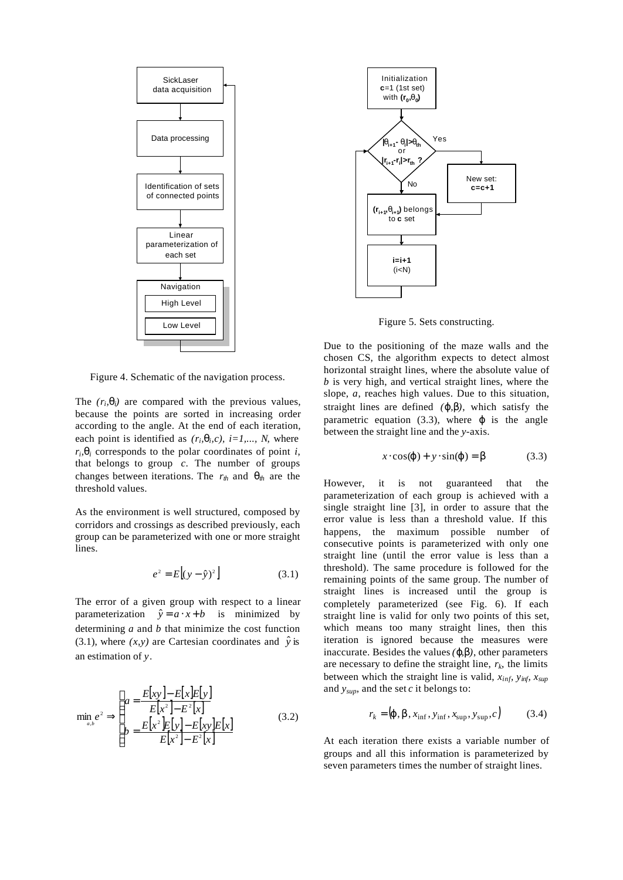Figure 4. Schematic of the navigation process.

The $(r_i,\theta_i)$ are compared with the previous values, because the points are sorted in increasing order according to the angle. At the end of each iteration, each point is identified as $(r_i,\theta_i,c)$, $i=1,\ldots,N$, where $r_i,\theta_i$ corresponds to the polar coordinates of point $i$, that belongs to group $c$. The number of groups changes between iterations. The $r_{th}$ and $\theta_{th}$ are the threshold values.

As the environment is well structured, composed by corridors and crossings as described previously, each group can be parameterized with one or more straight lines.

$$e^2 = E\left[(y-\hat{y})^2\right] \qquad (3.1)$$

The error of a given group with respect to a linear parameterization $\hat{y} = a \cdot x + b$ is minimized by determining $a$ and $b$ that minimize the cost function (3.1), where $(x,y)$ are Cartesian coordinates and $\hat{y}$ is an estimation of $y$.

$$\min_{a,b} e^2 \Rightarrow \begin{cases} a = \dfrac{E[xy]-E[x]E[y]}{E[x^2]-E^2[x]} \\ b = \dfrac{E[x^2]E[y]-E[xy]E[x]}{E[x^2]-E^2[x]} \end{cases} \qquad (3.2)$$

Figure 5. Sets constructing.

Due to the positioning of the maze walls and the chosen CS, the algorithm expects to detect almost horizontal straight lines, where the absolute value of $b$ is very high, and vertical straight lines, where the slope, $a$, reaches high values. Due to this situation, straight lines are defined $(\varphi,\beta)$, which satisfy the parametric equation (3.3), where $\varphi$ is the angle between the straight line and the $y$-axis.

$$x \cdot \cos(\varphi) + y \cdot \sin(\varphi) = \beta \qquad (3.3)$$

However, it is not guaranteed that the parameterization of each group is achieved with a single straight line [3], in order to assure that the error value is less than a threshold value. If this happens, the maximum possible number of consecutive points is parameterized with only one straight line (until the error value is less than a threshold). The same procedure is followed for the remaining points of the same group. The number of straight lines is increased until the group is completely parameterized (see Fig. 6). If each straight line is valid for only two points of this set, which means too many straight lines, then this iteration is ignored because the measures were inaccurate. Besides the values $(\varphi,\beta)$, other parameters are necessary to define the straight line, $r_k$, the limits between which the straight line is valid, $x_{inf}$, $y_{inf}$, $x_{sup}$ and $y_{sup}$, and the set $c$ it belongs to:

$$r_k = (\varphi, \beta, x_{\inf}, y_{\inf}, x_{\sup}, y_{\sup}, c) \qquad (3.4)$$

At each iteration there exists a variable number of groups and all this information is parameterized by seven parameters times the number of straight lines.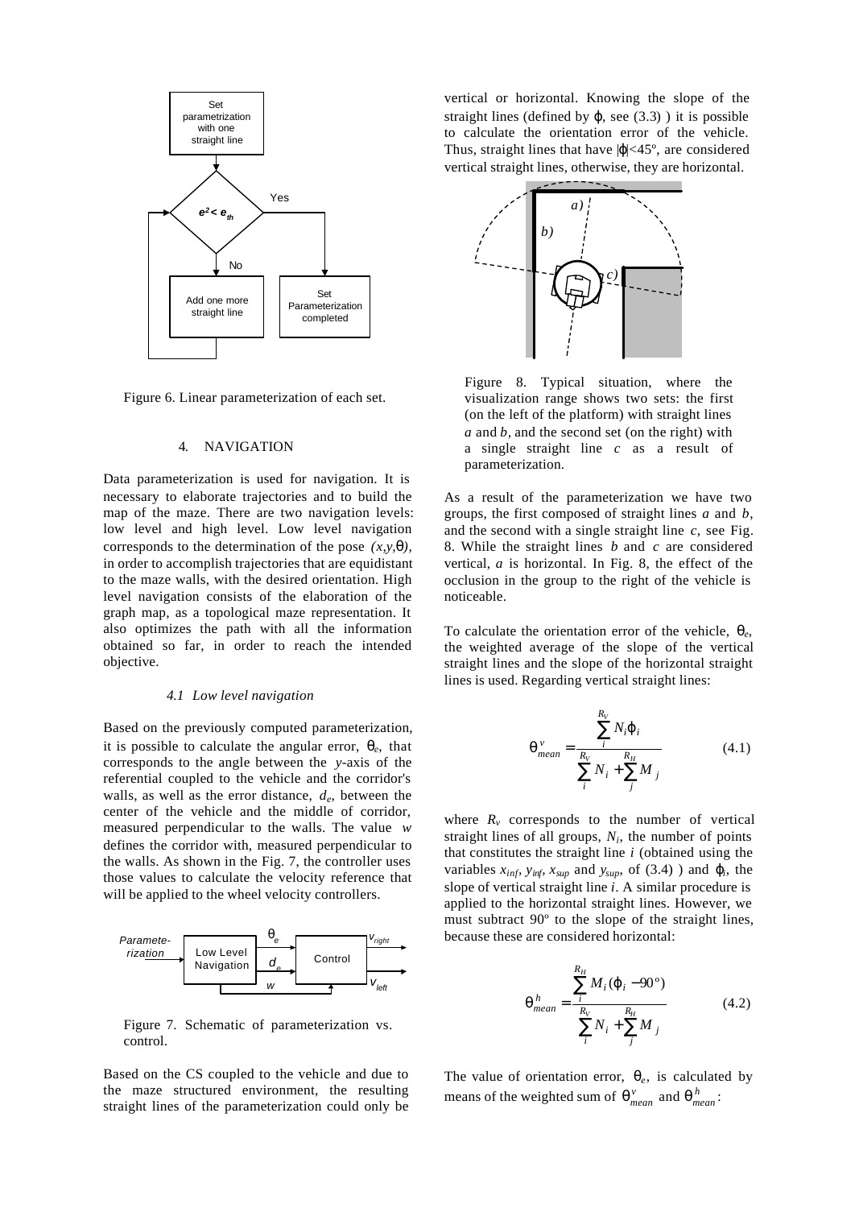Figure 6. Linear parameterization of each set.

## 4. NAVIGATION

Data parameterization is used for navigation. It is necessary to elaborate trajectories and to build the map of the maze. There are two navigation levels: low level and high level. Low level navigation corresponds to the determination of the pose $(x,y,\theta)$, in order to accomplish trajectories that are equidistant to the maze walls, with the desired orientation. High level navigation consists of the elaboration of the graph map, as a topological maze representation. It also optimizes the path with all the information obtained so far, in order to reach the intended objective.

### 4.1 Low level navigation

Based on the previously computed parameterization, it is possible to calculate the angular error, $\theta_e$, that corresponds to the angle between the $y$-axis of the referential coupled to the vehicle and the corridor's walls, as well as the error distance, $d_e$, between the center of the vehicle and the middle of corridor, measured perpendicular to the walls. The value $w$ defines the corridor with, measured perpendicular to the walls. As shown in the Fig. 7, the controller uses those values to calculate the velocity reference that will be applied to the wheel velocity controllers.

Figure 7. Schematic of parameterization vs. control.

Based on the CS coupled to the vehicle and due to the maze structured environment, the resulting straight lines of the parameterization could only be vertical or horizontal. Knowing the slope of the straight lines (defined by $\varphi$, see (3.3) ) it is possible to calculate the orientation error of the vehicle. Thus, straight lines that have $|\varphi|<45^{o}$, are considered vertical straight lines, otherwise, they are horizontal.

Figure 8. Typical situation, where the visualization range shows two sets: the first (on the left of the platform) with straight lines *a* and *b*, and the second set (on the right) with a single straight line *c* as a result of parameterization.

As a result of the parameterization we have two groups, the first composed of straight lines *a* and *b*, and the second with a single straight line *c*, see Fig. 8. While the straight lines *b* and *c* are considered vertical, *a* is horizontal. In Fig. 8, the effect of the occlusion in the group to the right of the vehicle is noticeable.

To calculate the orientation error of the vehicle, $\theta_e$, the weighted average of the slope of the vertical straight lines and the slope of the horizontal straight lines is used. Regarding vertical straight lines:

$$\theta^{v}_{mean} = \frac{\sum_{i}^{R_V} N_i \varphi_i}{\sum_{i}^{R_V} N_i + \sum_{j}^{R_H} M_j} \qquad (4.1)$$

where $R_v$ corresponds to the number of vertical straight lines of all groups, $N_i$, the number of points that constitutes the straight line $i$ (obtained using the variables $x_{inf}$, $y_{inf}$, $x_{sup}$ and $y_{sup}$, of (3.4) ) and $\varphi_i$, the slope of vertical straight line $i$. A similar procedure is applied to the horizontal straight lines. However, we must subtract 90º to the slope of the straight lines, because these are considered horizontal:

$$\theta^{h}_{mean} = \frac{\sum_{i}^{R_H} M_i (\varphi_i - 90^{o})}{\sum_{i}^{R_V} N_i + \sum_{j}^{R_H} M_j} \qquad (4.2)$$

The value of orientation error, $\theta_e$, is calculated by means of the weighted sum of $\theta^{v}_{mean}$ and $\theta^{h}_{mean}$: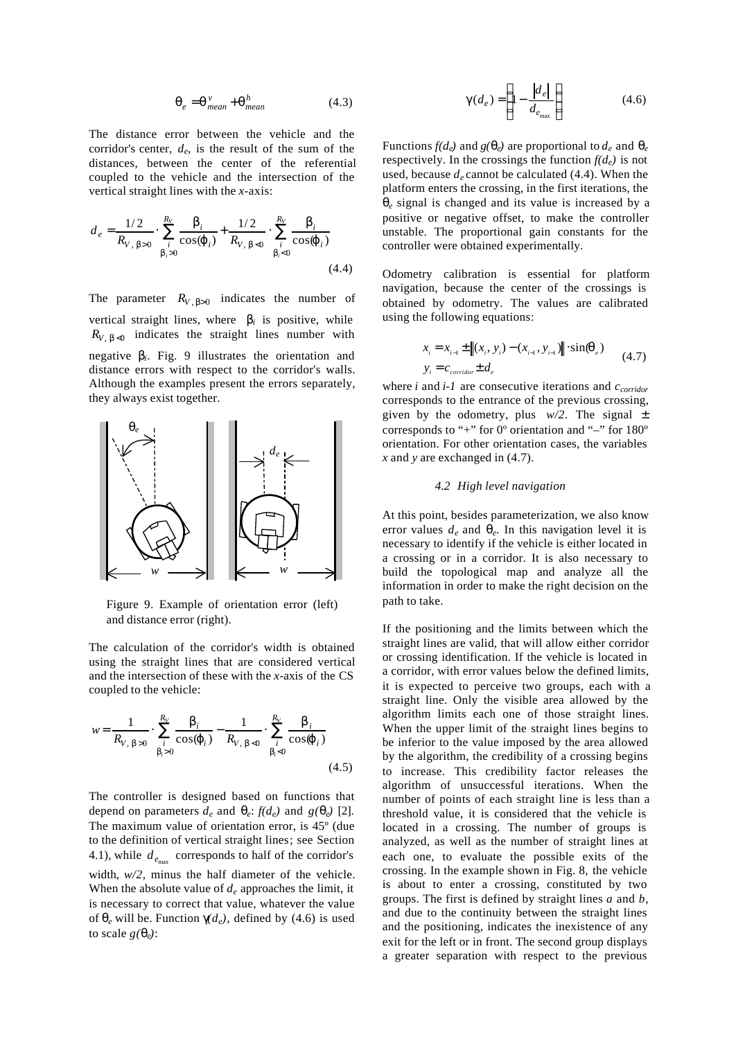$$\theta_e = \theta^{v}_{mean} + \theta^{h}_{mean} \tag{4.3}$$

The distance error between the vehicle and the corridor's center, $d_e$, is the result of the sum of the distances, between the center of the referential coupled to the vehicle and the intersection of the vertical straight lines with the *x*-axis:

$$d_e = \frac{1/2}{R_{V,\,\beta>0}} \cdot \sum_{\substack{i \\ \beta_i>0}}^{R_V} \frac{\beta_i}{\cos(\varphi_i)} + \frac{1/2}{R_{V,\,\beta<0}} \cdot \sum_{\substack{i \\ \beta_i<0}}^{R_V} \frac{\beta_i}{\cos(\varphi_i)} \tag{4.4}$$

The parameter $R_{V,\beta>0}$ indicates the number of vertical straight lines, where $\beta_i$ is positive, while $R_{V,\beta<0}$ indicates the straight lines number with negative $\beta_i$. Fig. 9 illustrates the orientation and distance errors with respect to the corridor's walls. Although the examples present the errors separately, they always exist together.

Figure 9. Example of orientation error (left) and distance error (right).

The calculation of the corridor's width is obtained using the straight lines that are considered vertical and the intersection of these with the *x*-axis of the CS coupled to the vehicle:

$$w = \frac{1}{R_{V,\,\beta>0}} \cdot \sum_{\substack{i \\ \beta_i>0}}^{R_V} \frac{\beta_i}{\cos(\varphi_i)} - \frac{1}{R_{V,\,\beta<0}} \cdot \sum_{\substack{i \\ \beta_i<0}}^{R_V} \frac{\beta_i}{\cos(\varphi_i)} \tag{4.5}$$

The controller is designed based on functions that depend on parameters $d_e$ and $\theta_e$: $f(d_e)$ and $g(\theta_e)$ [2]. The maximum value of orientation error, is 45º (due to the definition of vertical straight lines; see Section 4.1), while $d_{e_{\max}}$ corresponds to half of the corridor's width, $w/2$, minus the half diameter of the vehicle. When the absolute value of $d_e$ approaches the limit, it is necessary to correct that value, whatever the value of $\theta_e$ will be. Function $\gamma(d_e)$, defined by (4.6) is used to scale $g(\theta_e)$:

$$\gamma(d_e) = \left(1 - \frac{|d_e|}{d_{e_{\max}}}\right) \tag{4.6}$$

Functions $f(d_e)$ and $g(\theta_e)$ are proportional to $d_e$ and $\theta_e$ respectively. In the crossings the function $f(d_e)$ is not used, because $d_e$ cannot be calculated (4.4). When the platform enters the crossing, in the first iterations, the $\theta_e$ signal is changed and its value is increased by a positive or negative offset, to make the controller unstable. The proportional gain constants for the controller were obtained experimentally.

Odometry calibration is essential for platform navigation, because the center of the crossings is obtained by odometry. The values are calibrated using the following equations:

$$\begin{aligned} x_i &= x_{i-1} \pm \left\| (x_i, y_i) - (x_{i-1}, y_{i-1}) \right\| \cdot \sin(\theta_e) \\ y_i &= c_{corridor} \pm d_e \end{aligned} \tag{4.7}$$

where *i* and *i-1* are consecutive iterations and $c_{corridor}$ corresponds to the entrance of the previous crossing, given by the odometry, plus $w/2$. The signal $\pm$ corresponds to "+" for 0º orientation and "–" for 180º orientation. For other orientation cases, the variables *x* and *y* are exchanged in (4.7).

### *4.2 High level navigation*

At this point, besides parameterization, we also know error values $d_e$ and $\theta_e$. In this navigation level it is necessary to identify if the vehicle is either located in a crossing or in a corridor. It is also necessary to build the topological map and analyze all the information in order to make the right decision on the path to take.

If the positioning and the limits between which the straight lines are valid, that will allow either corridor or crossing identification. If the vehicle is located in a corridor, with error values below the defined limits, it is expected to perceive two groups, each with a straight line. Only the visible area allowed by the algorithm limits each one of those straight lines. When the upper limit of the straight lines begins to be inferior to the value imposed by the area allowed by the algorithm, the credibility of a crossing begins to increase. This credibility factor releases the algorithm of unsuccessful iterations. When the number of points of each straight line is less than a threshold value, it is considered that the vehicle is located in a crossing. The number of groups is analyzed, as well as the number of straight lines at each one, to evaluate the possible exits of the crossing. In the example shown in Fig. 8, the vehicle is about to enter a crossing, constituted by two groups. The first is defined by straight lines *a* and *b*, and due to the continuity between the straight lines and the positioning, indicates the inexistence of any exit for the left or in front. The second group displays a greater separation with respect to the previous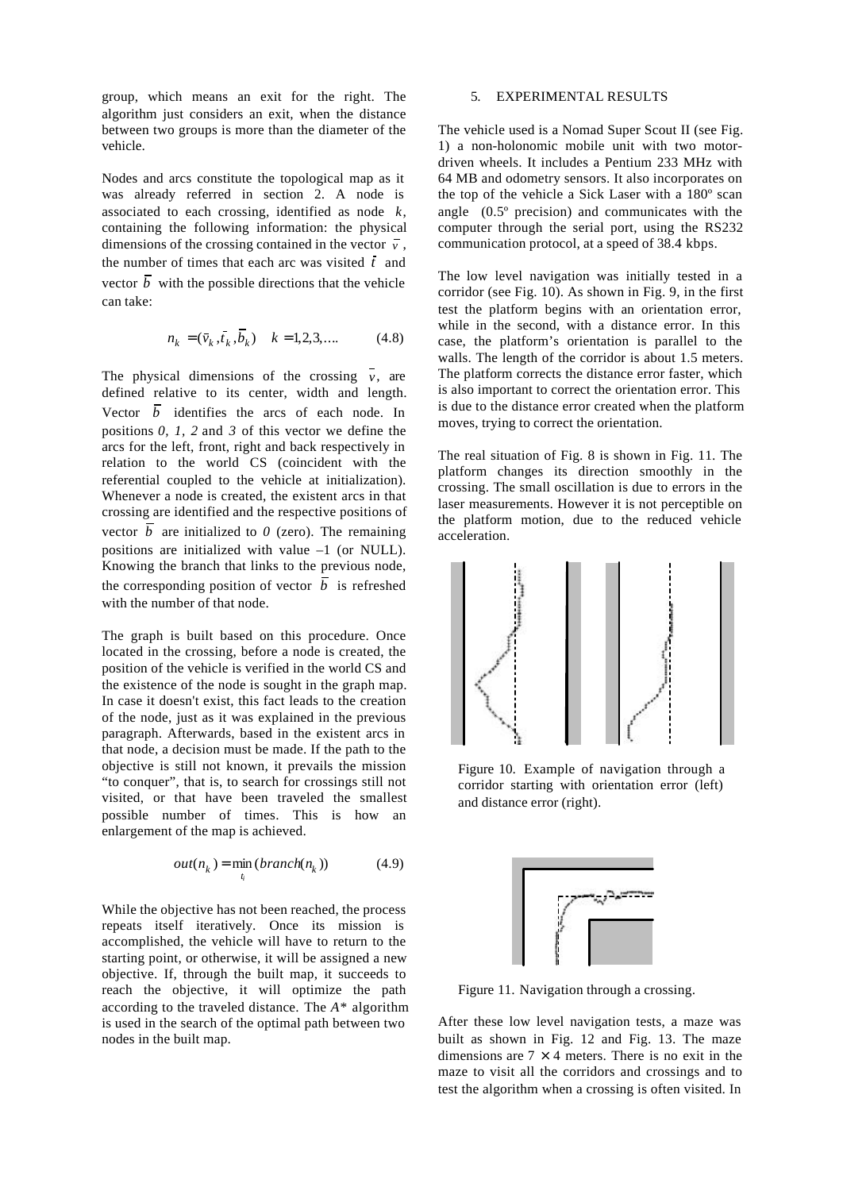group, which means an exit for the right. The algorithm just considers an exit, when the distance between two groups is more than the diameter of the vehicle.

Nodes and arcs constitute the topological map as it was already referred in section 2. A node is associated to each crossing, identified as node $k$, containing the following information: the physical dimensions of the crossing contained in the vector $\bar{v}$, the number of times that each arc was visited $\bar{t}$ and vector $\bar{b}$ with the possible directions that the vehicle can take:

$$n_k = (\bar{v}_k, \bar{t}_k, \bar{b}_k) \quad k = 1,2,3,\ldots \tag{4.8}$$

The physical dimensions of the crossing $\bar{v}$, are defined relative to its center, width and length. Vector $\bar{b}$ identifies the arcs of each node. In positions *0*, *1*, *2* and *3* of this vector we define the arcs for the left, front, right and back respectively in relation to the world CS (coincident with the referential coupled to the vehicle at initialization). Whenever a node is created, the existent arcs in that crossing are identified and the respective positions of vector $\bar{b}$ are initialized to *0* (zero). The remaining positions are initialized with value –1 (or NULL). Knowing the branch that links to the previous node, the corresponding position of vector $\bar{b}$ is refreshed with the number of that node.

The graph is built based on this procedure. Once located in the crossing, before a node is created, the position of the vehicle is verified in the world CS and the existence of the node is sought in the graph map. In case it doesn't exist, this fact leads to the creation of the node, just as it was explained in the previous paragraph. Afterwards, based in the existent arcs in that node, a decision must be made. If the path to the objective is still not known, it prevails the mission "to conquer", that is, to search for crossings still not visited, or that have been traveled the smallest possible number of times. This is how an enlargement of the map is achieved.

$$out(n_k) = \min_{t_i}(branch(n_k)) \tag{4.9}$$

While the objective has not been reached, the process repeats itself iteratively. Once its mission is accomplished, the vehicle will have to return to the starting point, or otherwise, it will be assigned a new objective. If, through the built map, it succeeds to reach the objective, it will optimize the path according to the traveled distance. The *A\** algorithm is used in the search of the optimal path between two nodes in the built map.

## 5. EXPERIMENTAL RESULTS

The vehicle used is a Nomad Super Scout II (see Fig. 1) a non-holonomic mobile unit with two motor-driven wheels. It includes a Pentium 233 MHz with 64 MB and odometry sensors. It also incorporates on the top of the vehicle a Sick Laser with a 180º scan angle (0.5º precision) and communicates with the computer through the serial port, using the RS232 communication protocol, at a speed of 38.4 kbps.

The low level navigation was initially tested in a corridor (see Fig. 10). As shown in Fig. 9, in the first test the platform begins with an orientation error, while in the second, with a distance error. In this case, the platform's orientation is parallel to the walls. The length of the corridor is about 1.5 meters. The platform corrects the distance error faster, which is also important to correct the orientation error. This is due to the distance error created when the platform moves, trying to correct the orientation.

The real situation of Fig. 8 is shown in Fig. 11. The platform changes its direction smoothly in the crossing. The small oscillation is due to errors in the laser measurements. However it is not perceptible on the platform motion, due to the reduced vehicle acceleration.

Figure 10. Example of navigation through a corridor starting with orientation error (left) and distance error (right).

Figure 11. Navigation through a crossing.

After these low level navigation tests, a maze was built as shown in Fig. 12 and Fig. 13. The maze dimensions are $7 \times 4$ meters. There is no exit in the maze to visit all the corridors and crossings and to test the algorithm when a crossing is often visited. In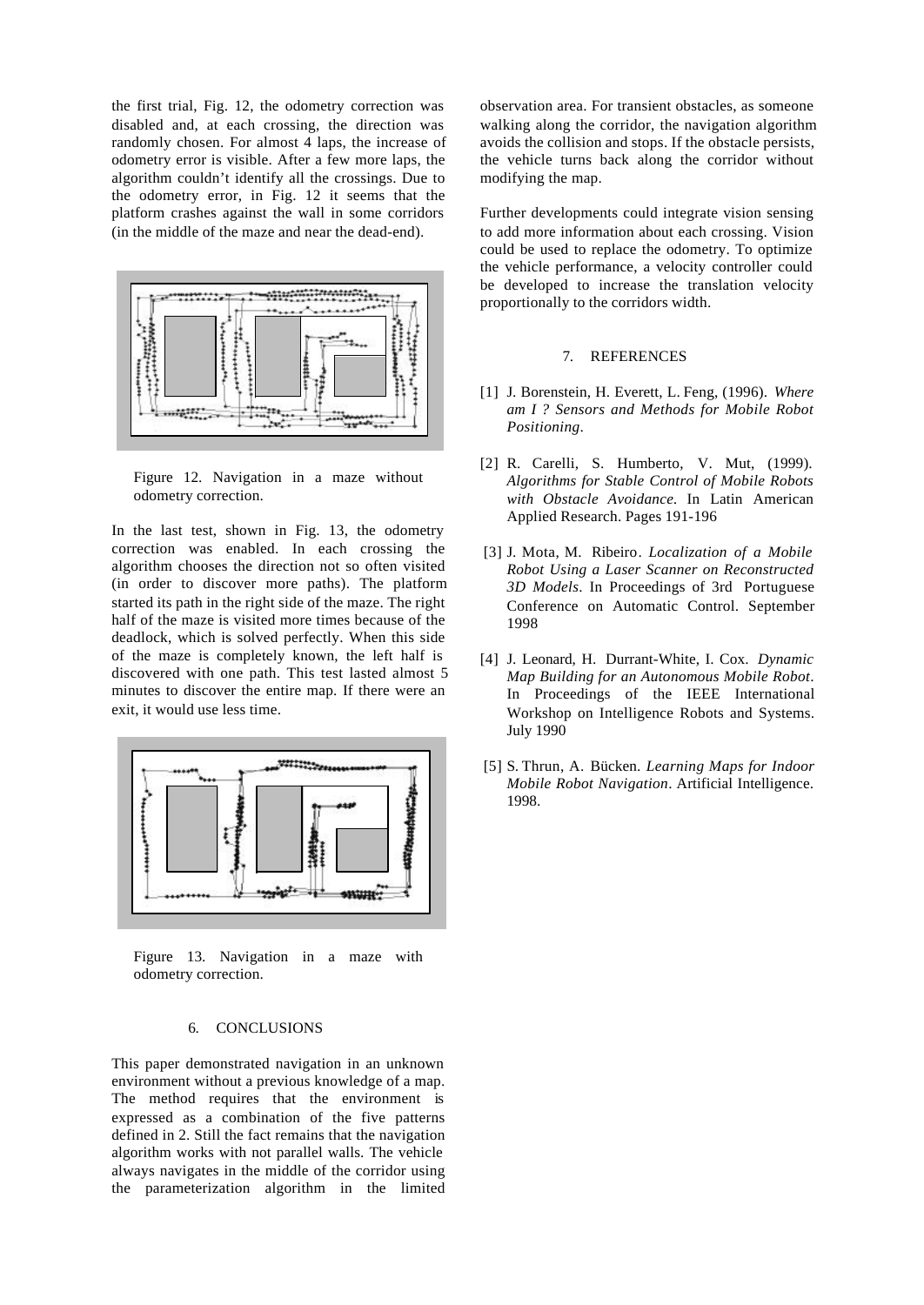the first trial, Fig. 12, the odometry correction was disabled and, at each crossing, the direction was randomly chosen. For almost 4 laps, the increase of odometry error is visible. After a few more laps, the algorithm couldn't identify all the crossings. Due to the odometry error, in Fig. 12 it seems that the platform crashes against the wall in some corridors (in the middle of the maze and near the dead-end).

Figure 12. Navigation in a maze without odometry correction.

In the last test, shown in Fig. 13, the odometry correction was enabled. In each crossing the algorithm chooses the direction not so often visited (in order to discover more paths). The platform started its path in the right side of the maze. The right half of the maze is visited more times because of the deadlock, which is solved perfectly. When this side of the maze is completely known, the left half is discovered with one path. This test lasted almost 5 minutes to discover the entire map. If there were an exit, it would use less time.

Figure 13. Navigation in a maze with odometry correction.

## 6. CONCLUSIONS

This paper demonstrated navigation in an unknown environment without a previous knowledge of a map. The method requires that the environment is expressed as a combination of the five patterns defined in 2. Still the fact remains that the navigation algorithm works with not parallel walls. The vehicle always navigates in the middle of the corridor using the parameterization algorithm in the limited observation area. For transient obstacles, as someone walking along the corridor, the navigation algorithm avoids the collision and stops. If the obstacle persists, the vehicle turns back along the corridor without modifying the map.

Further developments could integrate vision sensing to add more information about each crossing. Vision could be used to replace the odometry. To optimize the vehicle performance, a velocity controller could be developed to increase the translation velocity proportionally to the corridors width.

## 7. REFERENCES

[1] J. Borenstein, H. Everett, L. Feng, (1996). *Where am I ? Sensors and Methods for Mobile Robot Positioning*.

[2] R. Carelli, S. Humberto, V. Mut, (1999). *Algorithms for Stable Control of Mobile Robots with Obstacle Avoidance.* In Latin American Applied Research. Pages 191-196

[3] J. Mota, M. Ribeiro. *Localization of a Mobile Robot Using a Laser Scanner on Reconstructed 3D Models*. In Proceedings of 3rd Portuguese Conference on Automatic Control. September 1998

[4] J. Leonard, H. Durrant-White, I. Cox. *Dynamic Map Building for an Autonomous Mobile Robot*. In Proceedings of the IEEE International Workshop on Intelligence Robots and Systems. July 1990

[5] S. Thrun, A. Bücken. *Learning Maps for Indoor Mobile Robot Navigation*. Artificial Intelligence. 1998.